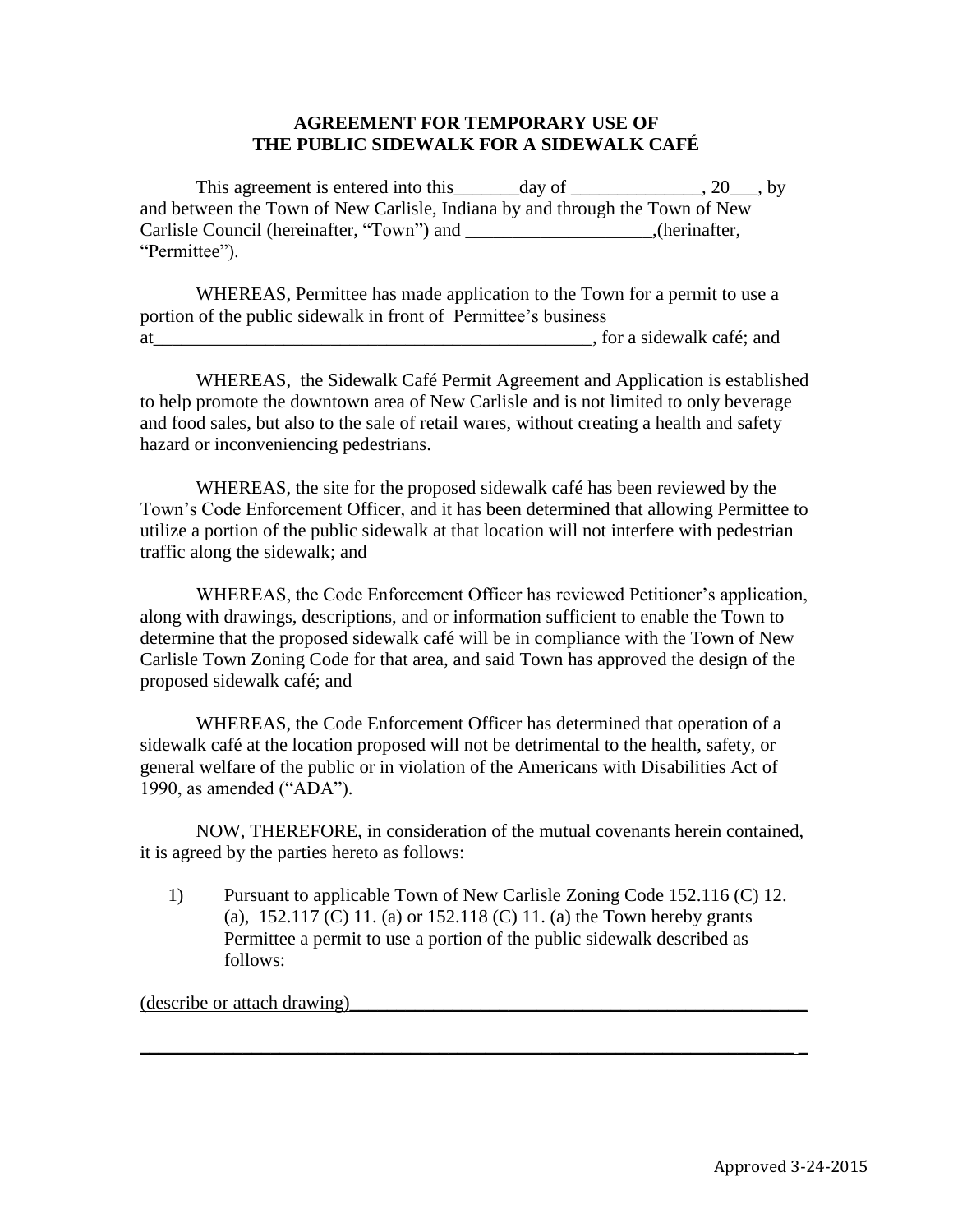**AGREEMENT FOR TEMPORARY USE OF THE PUBLIC SIDEWALK FOR A SIDEWALK CAFÉ**

This agreement is entered into this_______day of ______________, 20___, by and between the Town of New Carlisle, Indiana by and through the Town of New Carlisle Council (hereinafter, "Town") and ____________________,(herinafter, "Permittee").

WHEREAS, Permittee has made application to the Town for a permit to use a portion of the public sidewalk in front of Permittee's business at_________________________________________________, for a sidewalk café; and

WHEREAS, the Sidewalk Café Permit Agreement and Application is established to help promote the downtown area of New Carlisle and is not limited to only beverage and food sales, but also to the sale of retail wares, without creating a health and safety hazard or inconveniencing pedestrians.

WHEREAS, the site for the proposed sidewalk café has been reviewed by the Town's Code Enforcement Officer, and it has been determined that allowing Permittee to utilize a portion of the public sidewalk at that location will not interfere with pedestrian traffic along the sidewalk; and

WHEREAS, the Code Enforcement Officer has reviewed Petitioner's application, along with drawings, descriptions, and or information sufficient to enable the Town to determine that the proposed sidewalk café will be in compliance with the Town of New Carlisle Town Zoning Code for that area, and said Town has approved the design of the proposed sidewalk café; and

WHEREAS, the Code Enforcement Officer has determined that operation of a sidewalk café at the location proposed will not be detrimental to the health, safety, or general welfare of the public or in violation of the Americans with Disabilities Act of 1990, as amended ("ADA").

NOW, THEREFORE, in consideration of the mutual covenants herein contained, it is agreed by the parties hereto as follows:

1) Pursuant to applicable Town of New Carlisle Zoning Code 152.116 (C) 12. (a), 152.117 (C) 11. (a) or 152.118 (C) 11. (a) the Town hereby grants Permittee a permit to use a portion of the public sidewalk described as follows:

(describe or attach drawing)____________________________________________________

______________________________________________________________________________

Approved 3-24-2015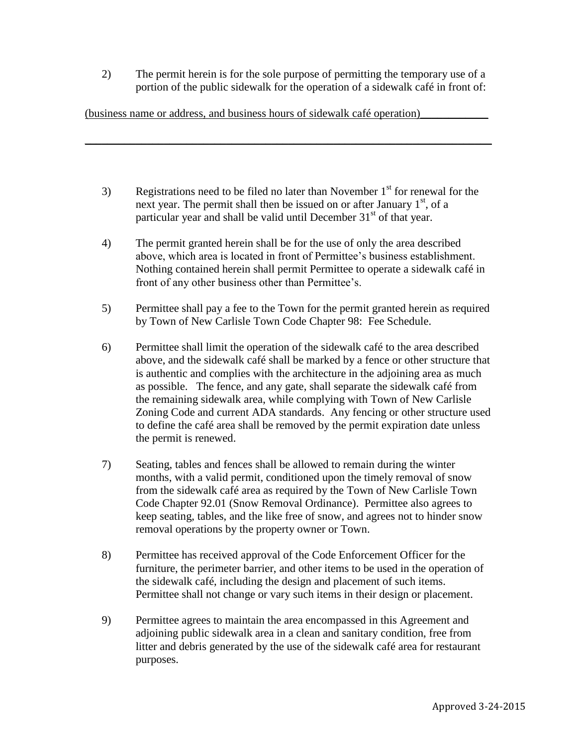2) The permit herein is for the sole purpose of permitting the temporary use of a portion of the public sidewalk for the operation of a sidewalk café in front of:

(business name or address, and business hours of sidewalk café operation)____________

______________________________________________________________________________

3) Registrations need to be filed no later than November 1st for renewal for the next year. The permit shall then be issued on or after January 1st, of a particular year and shall be valid until December 31st of that year.

4) The permit granted herein shall be for the use of only the area described above, which area is located in front of Permittee's business establishment. Nothing contained herein shall permit Permittee to operate a sidewalk café in front of any other business other than Permittee's.

5) Permittee shall pay a fee to the Town for the permit granted herein as required by Town of New Carlisle Town Code Chapter 98: Fee Schedule.

6) Permittee shall limit the operation of the sidewalk café to the area described above, and the sidewalk café shall be marked by a fence or other structure that is authentic and complies with the architecture in the adjoining area as much as possible. The fence, and any gate, shall separate the sidewalk café from the remaining sidewalk area, while complying with Town of New Carlisle Zoning Code and current ADA standards. Any fencing or other structure used to define the café area shall be removed by the permit expiration date unless the permit is renewed.

7) Seating, tables and fences shall be allowed to remain during the winter months, with a valid permit, conditioned upon the timely removal of snow from the sidewalk café area as required by the Town of New Carlisle Town Code Chapter 92.01 (Snow Removal Ordinance). Permittee also agrees to keep seating, tables, and the like free of snow, and agrees not to hinder snow removal operations by the property owner or Town.

8) Permittee has received approval of the Code Enforcement Officer for the furniture, the perimeter barrier, and other items to be used in the operation of the sidewalk café, including the design and placement of such items. Permittee shall not change or vary such items in their design or placement.

9) Permittee agrees to maintain the area encompassed in this Agreement and adjoining public sidewalk area in a clean and sanitary condition, free from litter and debris generated by the use of the sidewalk café area for restaurant purposes.

Approved 3-24-2015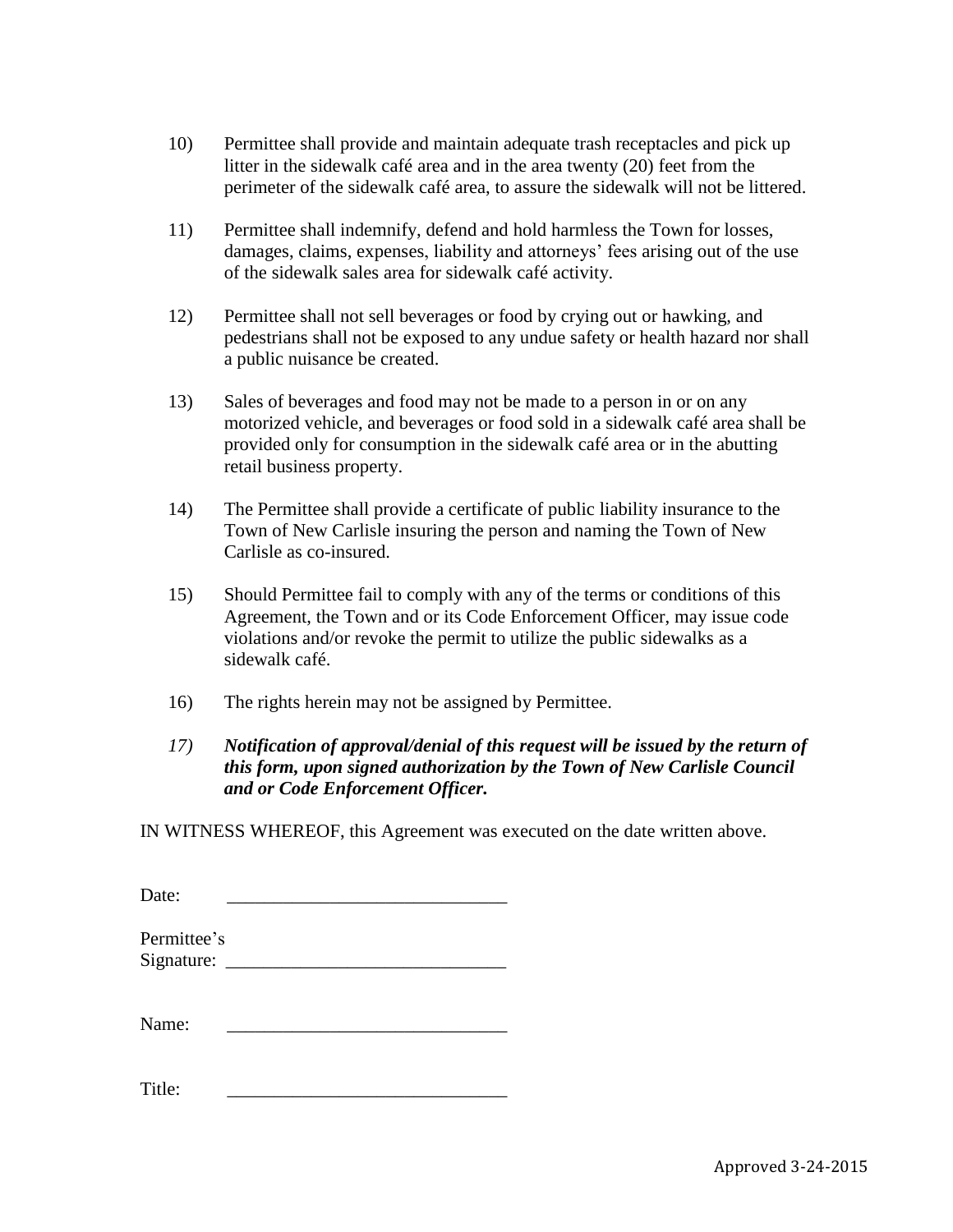10) Permittee shall provide and maintain adequate trash receptacles and pick up litter in the sidewalk café area and in the area twenty (20) feet from the perimeter of the sidewalk café area, to assure the sidewalk will not be littered.

11) Permittee shall indemnify, defend and hold harmless the Town for losses, damages, claims, expenses, liability and attorneys' fees arising out of the use of the sidewalk sales area for sidewalk café activity.

12) Permittee shall not sell beverages or food by crying out or hawking, and pedestrians shall not be exposed to any undue safety or health hazard nor shall a public nuisance be created.

13) Sales of beverages and food may not be made to a person in or on any motorized vehicle, and beverages or food sold in a sidewalk café area shall be provided only for consumption in the sidewalk café area or in the abutting retail business property.

14) The Permittee shall provide a certificate of public liability insurance to the Town of New Carlisle insuring the person and naming the Town of New Carlisle as co-insured.

15) Should Permittee fail to comply with any of the terms or conditions of this Agreement, the Town and or its Code Enforcement Officer, may issue code violations and/or revoke the permit to utilize the public sidewalks as a sidewalk café.

16) The rights herein may not be assigned by Permittee.

*17)* ***Notification of approval/denial of this request will be issued by the return of this form, upon signed authorization by the Town of New Carlisle Council and or Code Enforcement Officer.***

IN WITNESS WHEREOF, this Agreement was executed on the date written above.

Date: ______________________________

Permittee's Signature: ______________________________

Name: ______________________________

Title: ______________________________

Approved 3-24-2015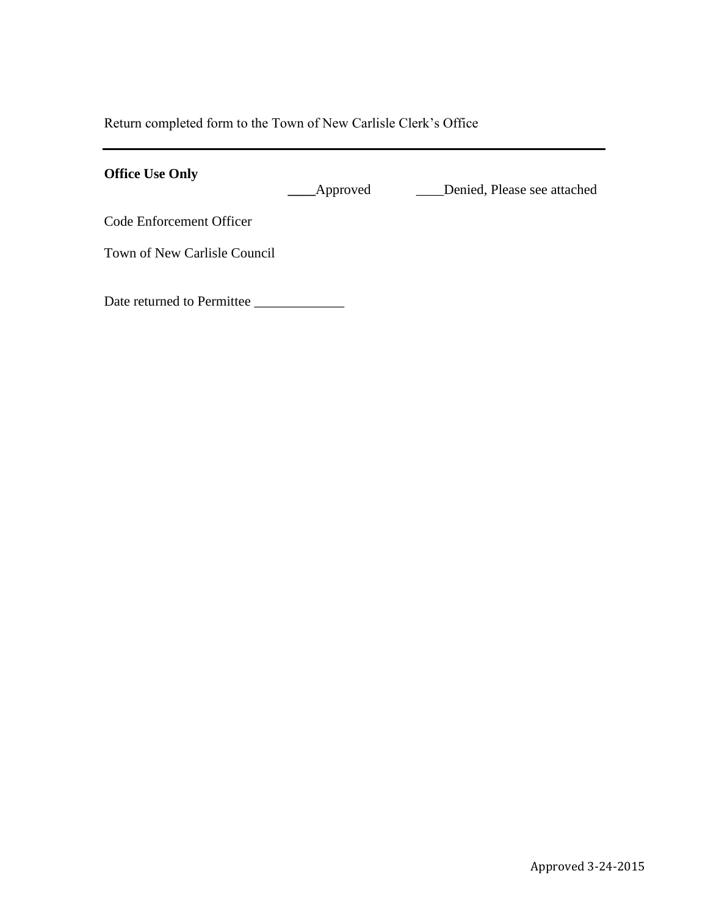Return completed form to the Town of New Carlisle Clerk's Office

---

**Office Use Only**

____Approved ____Denied, Please see attached

Code Enforcement Officer

Town of New Carlisle Council

Date returned to Permittee _____________

Approved 3-24-2015